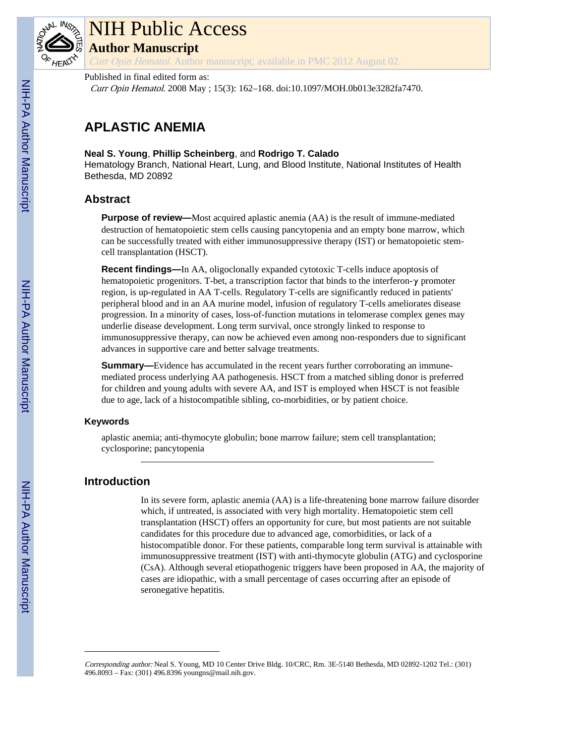# NIH Public Access

## Author Manuscript

*Curr Opin Hematol*. Author manuscript; available in PMC 2012 August 02.

Published in final edited form as:

*Curr Opin Hematol*. 2008 May ; 15(3): 162–168. doi:10.1097/MOH.0b013e3282fa7470.

# APLASTIC ANEMIA

**Neal S. Young**, **Phillip Scheinberg**, and **Rodrigo T. Calado**

Hematology Branch, National Heart, Lung, and Blood Institute, National Institutes of Health Bethesda, MD 20892

## Abstract

**Purpose of review—**Most acquired aplastic anemia (AA) is the result of immune-mediated destruction of hematopoietic stem cells causing pancytopenia and an empty bone marrow, which can be successfully treated with either immunosuppressive therapy (IST) or hematopoietic stem-cell transplantation (HSCT).

**Recent findings—**In AA, oligoclonally expanded cytotoxic T-cells induce apoptosis of hematopoietic progenitors. T-bet, a transcription factor that binds to the interferon-γ promoter region, is up-regulated in AA T-cells. Regulatory T-cells are significantly reduced in patients' peripheral blood and in an AA murine model, infusion of regulatory T-cells ameliorates disease progression. In a minority of cases, loss-of-function mutations in telomerase complex genes may underlie disease development. Long term survival, once strongly linked to response to immunosuppressive therapy, can now be achieved even among non-responders due to significant advances in supportive care and better salvage treatments.

**Summary—**Evidence has accumulated in the recent years further corroborating an immune-mediated process underlying AA pathogenesis. HSCT from a matched sibling donor is preferred for children and young adults with severe AA, and IST is employed when HSCT is not feasible due to age, lack of a histocompatible sibling, co-morbidities, or by patient choice.

### Keywords

aplastic anemia; anti-thymocyte globulin; bone marrow failure; stem cell transplantation; cyclosporine; pancytopenia

## Introduction

In its severe form, aplastic anemia (AA) is a life-threatening bone marrow failure disorder which, if untreated, is associated with very high mortality. Hematopoietic stem cell transplantation (HSCT) offers an opportunity for cure, but most patients are not suitable candidates for this procedure due to advanced age, comorbidities, or lack of a histocompatible donor. For these patients, comparable long term survival is attainable with immunosuppressive treatment (IST) with anti-thymocyte globulin (ATG) and cyclosporine (CsA). Although several etiopathogenic triggers have been proposed in AA, the majority of cases are idiopathic, with a small percentage of cases occurring after an episode of seronegative hepatitis.

*Corresponding author:* Neal S. Young, MD 10 Center Drive Bldg. 10/CRC, Rm. 3E-5140 Bethesda, MD 02892-1202 Tel.: (301) 496.8093 – Fax: (301) 496.8396 youngns@mail.nih.gov.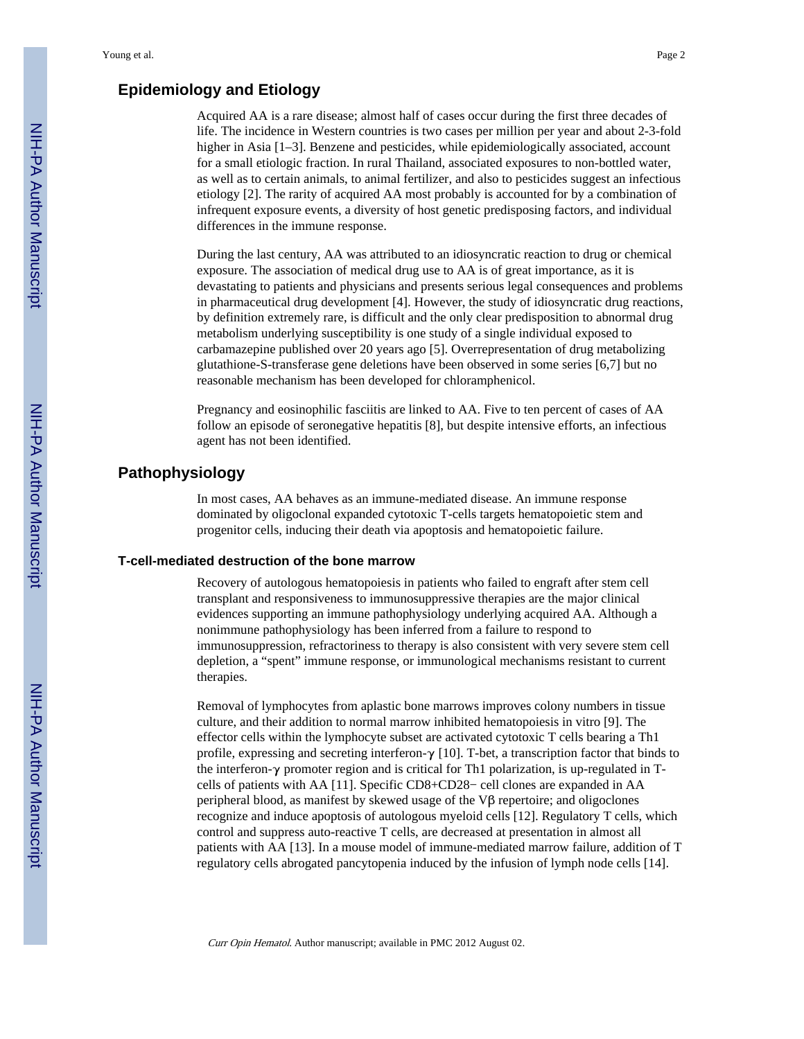## Epidemiology and Etiology

Acquired AA is a rare disease; almost half of cases occur during the first three decades of life. The incidence in Western countries is two cases per million per year and about 2-3-fold higher in Asia [1–3]. Benzene and pesticides, while epidemiologically associated, account for a small etiologic fraction. In rural Thailand, associated exposures to non-bottled water, as well as to certain animals, to animal fertilizer, and also to pesticides suggest an infectious etiology [2]. The rarity of acquired AA most probably is accounted for by a combination of infrequent exposure events, a diversity of host genetic predisposing factors, and individual differences in the immune response.

During the last century, AA was attributed to an idiosyncratic reaction to drug or chemical exposure. The association of medical drug use to AA is of great importance, as it is devastating to patients and physicians and presents serious legal consequences and problems in pharmaceutical drug development [4]. However, the study of idiosyncratic drug reactions, by definition extremely rare, is difficult and the only clear predisposition to abnormal drug metabolism underlying susceptibility is one study of a single individual exposed to carbamazepine published over 20 years ago [5]. Overrepresentation of drug metabolizing glutathione-S-transferase gene deletions have been observed in some series [6,7] but no reasonable mechanism has been developed for chloramphenicol.

Pregnancy and eosinophilic fasciitis are linked to AA. Five to ten percent of cases of AA follow an episode of seronegative hepatitis [8], but despite intensive efforts, an infectious agent has not been identified.

## Pathophysiology

In most cases, AA behaves as an immune-mediated disease. An immune response dominated by oligoclonal expanded cytotoxic T-cells targets hematopoietic stem and progenitor cells, inducing their death via apoptosis and hematopoietic failure.

### T-cell-mediated destruction of the bone marrow

Recovery of autologous hematopoiesis in patients who failed to engraft after stem cell transplant and responsiveness to immunosuppressive therapies are the major clinical evidences supporting an immune pathophysiology underlying acquired AA. Although a nonimmune pathophysiology has been inferred from a failure to respond to immunosuppression, refractoriness to therapy is also consistent with very severe stem cell depletion, a "spent" immune response, or immunological mechanisms resistant to current therapies.

Removal of lymphocytes from aplastic bone marrows improves colony numbers in tissue culture, and their addition to normal marrow inhibited hematopoiesis in vitro [9]. The effector cells within the lymphocyte subset are activated cytotoxic T cells bearing a Th1 profile, expressing and secreting interferon-$\gamma$ [10]. T-bet, a transcription factor that binds to the interferon-$\gamma$ promoter region and is critical for Th1 polarization, is up-regulated in T-cells of patients with AA [11]. Specific CD8+CD28− cell clones are expanded in AA peripheral blood, as manifest by skewed usage of the V$\beta$ repertoire; and oligoclones recognize and induce apoptosis of autologous myeloid cells [12]. Regulatory T cells, which control and suppress auto-reactive T cells, are decreased at presentation in almost all patients with AA [13]. In a mouse model of immune-mediated marrow failure, addition of T regulatory cells abrogated pancytopenia induced by the infusion of lymph node cells [14].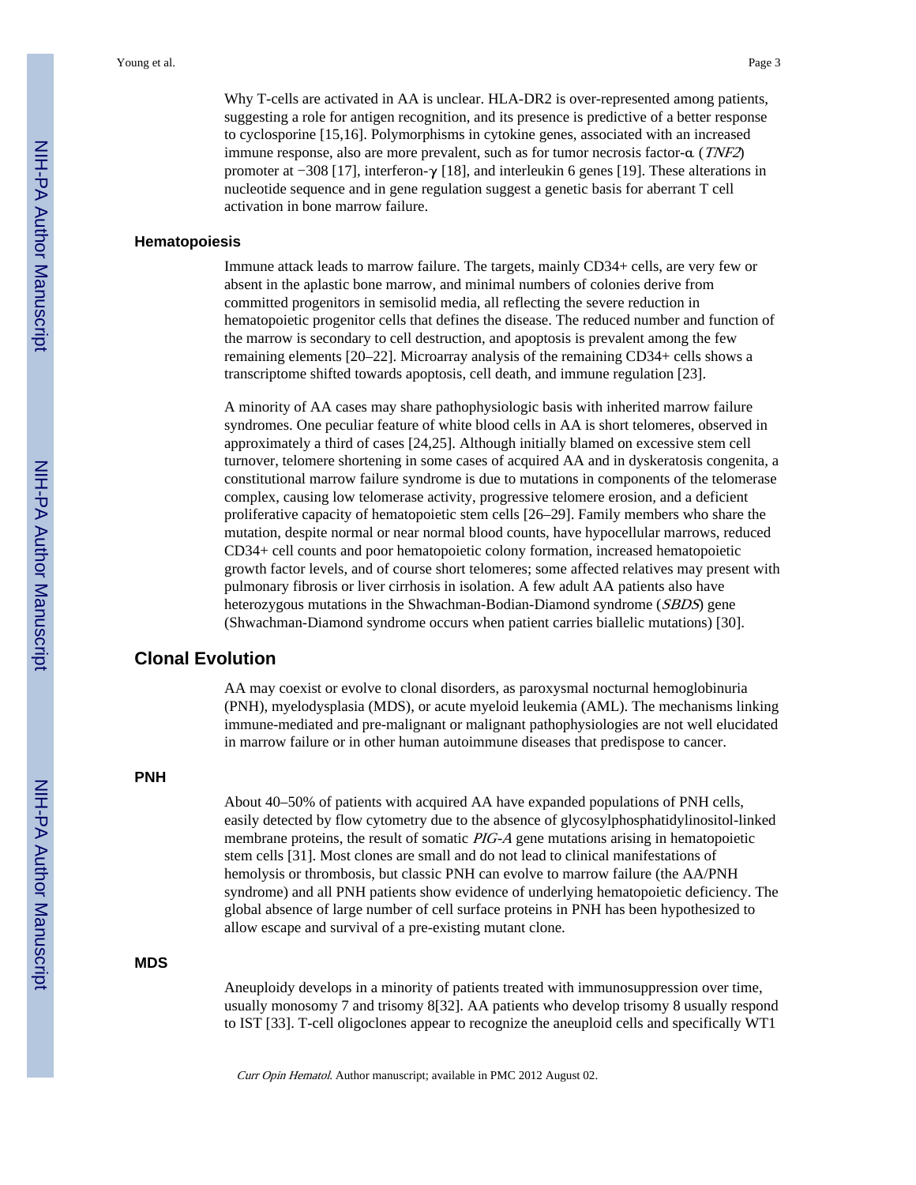Why T-cells are activated in AA is unclear. HLA-DR2 is over-represented among patients, suggesting a role for antigen recognition, and its presence is predictive of a better response to cyclosporine [15,16]. Polymorphisms in cytokine genes, associated with an increased immune response, also are more prevalent, such as for tumor necrosis factor-α (*TNF2*) promoter at −308 [17], interferon-γ [18], and interleukin 6 genes [19]. These alterations in nucleotide sequence and in gene regulation suggest a genetic basis for aberrant T cell activation in bone marrow failure.

### Hematopoiesis

Immune attack leads to marrow failure. The targets, mainly CD34+ cells, are very few or absent in the aplastic bone marrow, and minimal numbers of colonies derive from committed progenitors in semisolid media, all reflecting the severe reduction in hematopoietic progenitor cells that defines the disease. The reduced number and function of the marrow is secondary to cell destruction, and apoptosis is prevalent among the few remaining elements [20–22]. Microarray analysis of the remaining CD34+ cells shows a transcriptome shifted towards apoptosis, cell death, and immune regulation [23].

A minority of AA cases may share pathophysiologic basis with inherited marrow failure syndromes. One peculiar feature of white blood cells in AA is short telomeres, observed in approximately a third of cases [24,25]. Although initially blamed on excessive stem cell turnover, telomere shortening in some cases of acquired AA and in dyskeratosis congenita, a constitutional marrow failure syndrome is due to mutations in components of the telomerase complex, causing low telomerase activity, progressive telomere erosion, and a deficient proliferative capacity of hematopoietic stem cells [26–29]. Family members who share the mutation, despite normal or near normal blood counts, have hypocellular marrows, reduced CD34+ cell counts and poor hematopoietic colony formation, increased hematopoietic growth factor levels, and of course short telomeres; some affected relatives may present with pulmonary fibrosis or liver cirrhosis in isolation. A few adult AA patients also have heterozygous mutations in the Shwachman-Bodian-Diamond syndrome (*SBDS*) gene (Shwachman-Diamond syndrome occurs when patient carries biallelic mutations) [30].

## Clonal Evolution

AA may coexist or evolve to clonal disorders, as paroxysmal nocturnal hemoglobinuria (PNH), myelodysplasia (MDS), or acute myeloid leukemia (AML). The mechanisms linking immune-mediated and pre-malignant or malignant pathophysiologies are not well elucidated in marrow failure or in other human autoimmune diseases that predispose to cancer.

### PNH

About 40–50% of patients with acquired AA have expanded populations of PNH cells, easily detected by flow cytometry due to the absence of glycosylphosphatidylinositol-linked membrane proteins, the result of somatic *PIG-A* gene mutations arising in hematopoietic stem cells [31]. Most clones are small and do not lead to clinical manifestations of hemolysis or thrombosis, but classic PNH can evolve to marrow failure (the AA/PNH syndrome) and all PNH patients show evidence of underlying hematopoietic deficiency. The global absence of large number of cell surface proteins in PNH has been hypothesized to allow escape and survival of a pre-existing mutant clone.

### MDS

Aneuploidy develops in a minority of patients treated with immunosuppression over time, usually monosomy 7 and trisomy 8[32]. AA patients who develop trisomy 8 usually respond to IST [33]. T-cell oligoclones appear to recognize the aneuploid cells and specifically WT1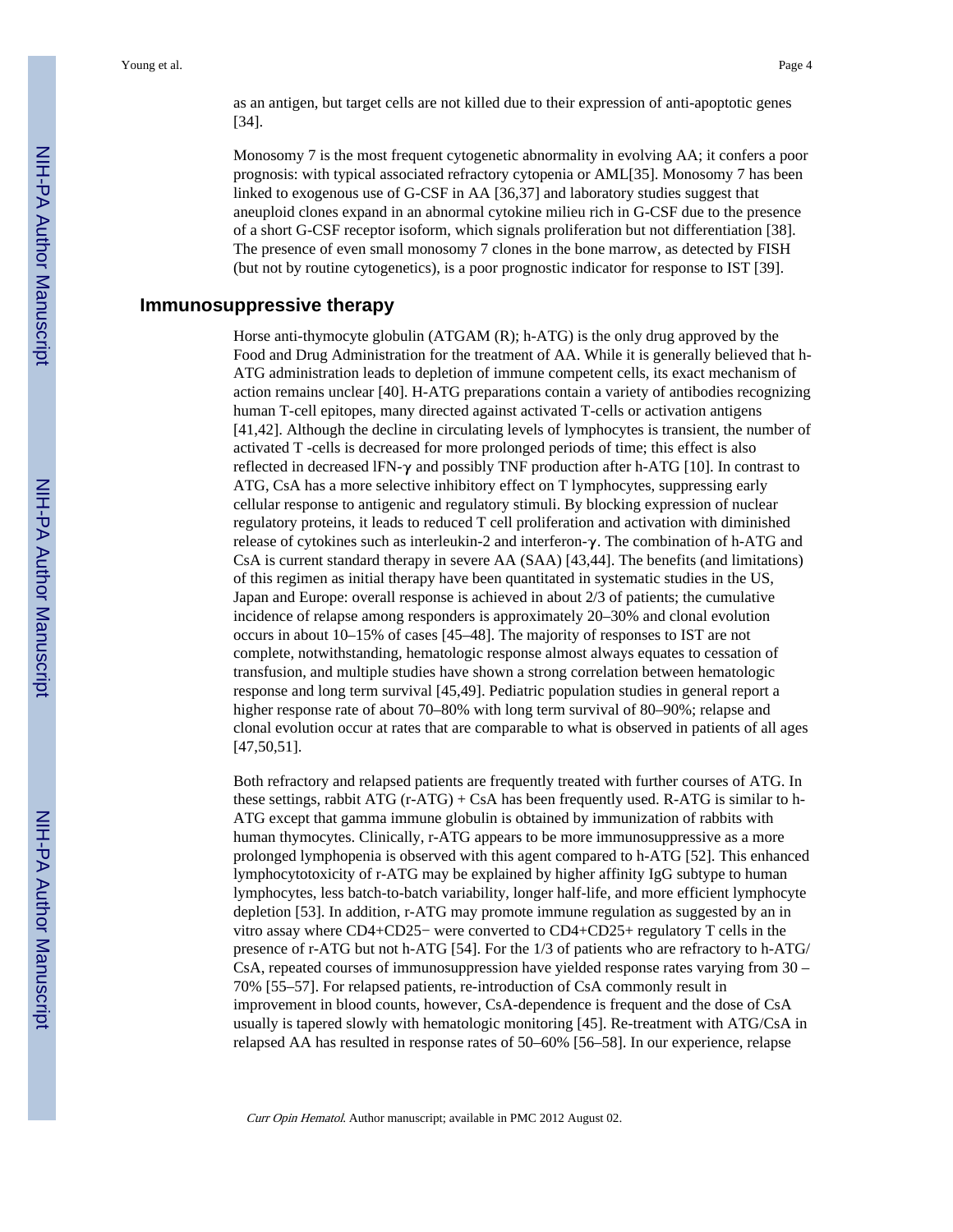as an antigen, but target cells are not killed due to their expression of anti-apoptotic genes [34].

Monosomy 7 is the most frequent cytogenetic abnormality in evolving AA; it confers a poor prognosis: with typical associated refractory cytopenia or AML[35]. Monosomy 7 has been linked to exogenous use of G-CSF in AA [36,37] and laboratory studies suggest that aneuploid clones expand in an abnormal cytokine milieu rich in G-CSF due to the presence of a short G-CSF receptor isoform, which signals proliferation but not differentiation [38]. The presence of even small monosomy 7 clones in the bone marrow, as detected by FISH (but not by routine cytogenetics), is a poor prognostic indicator for response to IST [39].

## Immunosuppressive therapy

Horse anti-thymocyte globulin (ATGAM (R); h-ATG) is the only drug approved by the Food and Drug Administration for the treatment of AA. While it is generally believed that h-ATG administration leads to depletion of immune competent cells, its exact mechanism of action remains unclear [40]. H-ATG preparations contain a variety of antibodies recognizing human T-cell epitopes, many directed against activated T-cells or activation antigens [41,42]. Although the decline in circulating levels of lymphocytes is transient, the number of activated T -cells is decreased for more prolonged periods of time; this effect is also reflected in decreased lFN-γ and possibly TNF production after h-ATG [10]. In contrast to ATG, CsA has a more selective inhibitory effect on T lymphocytes, suppressing early cellular response to antigenic and regulatory stimuli. By blocking expression of nuclear regulatory proteins, it leads to reduced T cell proliferation and activation with diminished release of cytokines such as interleukin-2 and interferon-γ. The combination of h-ATG and CsA is current standard therapy in severe AA (SAA) [43,44]. The benefits (and limitations) of this regimen as initial therapy have been quantitated in systematic studies in the US, Japan and Europe: overall response is achieved in about 2/3 of patients; the cumulative incidence of relapse among responders is approximately 20–30% and clonal evolution occurs in about 10–15% of cases [45–48]. The majority of responses to IST are not complete, notwithstanding, hematologic response almost always equates to cessation of transfusion, and multiple studies have shown a strong correlation between hematologic response and long term survival [45,49]. Pediatric population studies in general report a higher response rate of about 70–80% with long term survival of 80–90%; relapse and clonal evolution occur at rates that are comparable to what is observed in patients of all ages [47,50,51].

Both refractory and relapsed patients are frequently treated with further courses of ATG. In these settings, rabbit ATG (r-ATG) + CsA has been frequently used. R-ATG is similar to h-ATG except that gamma immune globulin is obtained by immunization of rabbits with human thymocytes. Clinically, r-ATG appears to be more immunosuppressive as a more prolonged lymphopenia is observed with this agent compared to h-ATG [52]. This enhanced lymphocytotoxicity of r-ATG may be explained by higher affinity IgG subtype to human lymphocytes, less batch-to-batch variability, longer half-life, and more efficient lymphocyte depletion [53]. In addition, r-ATG may promote immune regulation as suggested by an in vitro assay where CD4+CD25− were converted to CD4+CD25+ regulatory T cells in the presence of r-ATG but not h-ATG [54]. For the 1/3 of patients who are refractory to h-ATG/CsA, repeated courses of immunosuppression have yielded response rates varying from 30 – 70% [55–57]. For relapsed patients, re-introduction of CsA commonly result in improvement in blood counts, however, CsA-dependence is frequent and the dose of CsA usually is tapered slowly with hematologic monitoring [45]. Re-treatment with ATG/CsA in relapsed AA has resulted in response rates of 50–60% [56–58]. In our experience, relapse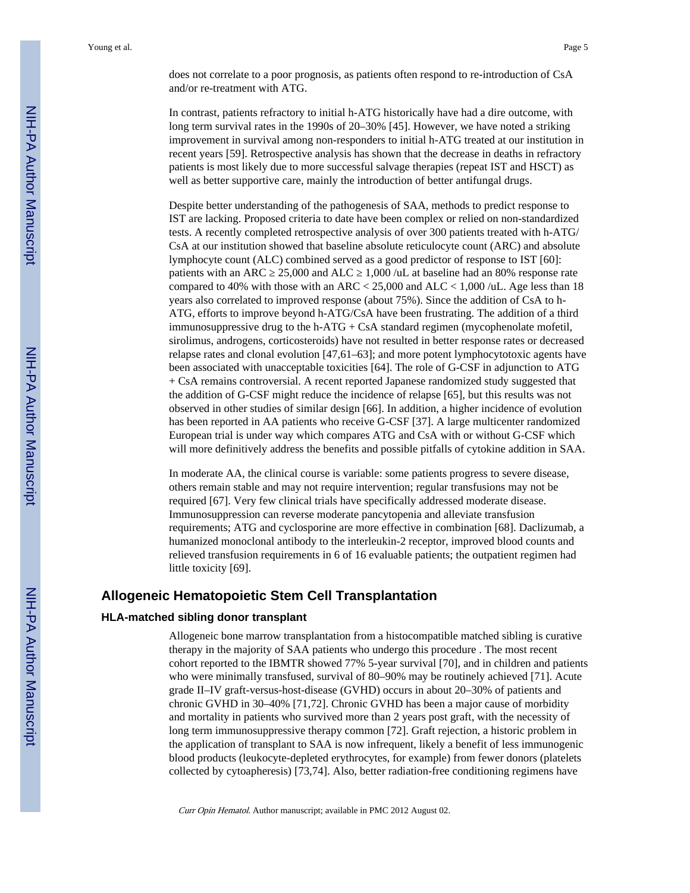does not correlate to a poor prognosis, as patients often respond to re-introduction of CsA and/or re-treatment with ATG.

In contrast, patients refractory to initial h-ATG historically have had a dire outcome, with long term survival rates in the 1990s of 20–30% [45]. However, we have noted a striking improvement in survival among non-responders to initial h-ATG treated at our institution in recent years [59]. Retrospective analysis has shown that the decrease in deaths in refractory patients is most likely due to more successful salvage therapies (repeat IST and HSCT) as well as better supportive care, mainly the introduction of better antifungal drugs.

Despite better understanding of the pathogenesis of SAA, methods to predict response to IST are lacking. Proposed criteria to date have been complex or relied on non-standardized tests. A recently completed retrospective analysis of over 300 patients treated with h-ATG/CsA at our institution showed that baseline absolute reticulocyte count (ARC) and absolute lymphocyte count (ALC) combined served as a good predictor of response to IST [60]: patients with an ARC ≥ 25,000 and ALC ≥ 1,000 /uL at baseline had an 80% response rate compared to 40% with those with an ARC < 25,000 and ALC < 1,000 /uL. Age less than 18 years also correlated to improved response (about 75%). Since the addition of CsA to h-ATG, efforts to improve beyond h-ATG/CsA have been frustrating. The addition of a third immunosuppressive drug to the h-ATG + CsA standard regimen (mycophenolate mofetil, sirolimus, androgens, corticosteroids) have not resulted in better response rates or decreased relapse rates and clonal evolution [47,61–63]; and more potent lymphocytotoxic agents have been associated with unacceptable toxicities [64]. The role of G-CSF in adjunction to ATG + CsA remains controversial. A recent reported Japanese randomized study suggested that the addition of G-CSF might reduce the incidence of relapse [65], but this results was not observed in other studies of similar design [66]. In addition, a higher incidence of evolution has been reported in AA patients who receive G-CSF [37]. A large multicenter randomized European trial is under way which compares ATG and CsA with or without G-CSF which will more definitively address the benefits and possible pitfalls of cytokine addition in SAA.

In moderate AA, the clinical course is variable: some patients progress to severe disease, others remain stable and may not require intervention; regular transfusions may not be required [67]. Very few clinical trials have specifically addressed moderate disease. Immunosuppression can reverse moderate pancytopenia and alleviate transfusion requirements; ATG and cyclosporine are more effective in combination [68]. Daclizumab, a humanized monoclonal antibody to the interleukin-2 receptor, improved blood counts and relieved transfusion requirements in 6 of 16 evaluable patients; the outpatient regimen had little toxicity [69].

## Allogeneic Hematopoietic Stem Cell Transplantation

### HLA-matched sibling donor transplant

Allogeneic bone marrow transplantation from a histocompatible matched sibling is curative therapy in the majority of SAA patients who undergo this procedure . The most recent cohort reported to the IBMTR showed 77% 5-year survival [70], and in children and patients who were minimally transfused, survival of 80–90% may be routinely achieved [71]. Acute grade II–IV graft-versus-host-disease (GVHD) occurs in about 20–30% of patients and chronic GVHD in 30–40% [71,72]. Chronic GVHD has been a major cause of morbidity and mortality in patients who survived more than 2 years post graft, with the necessity of long term immunosuppressive therapy common [72]. Graft rejection, a historic problem in the application of transplant to SAA is now infrequent, likely a benefit of less immunogenic blood products (leukocyte-depleted erythrocytes, for example) from fewer donors (platelets collected by cytoapheresis) [73,74]. Also, better radiation-free conditioning regimens have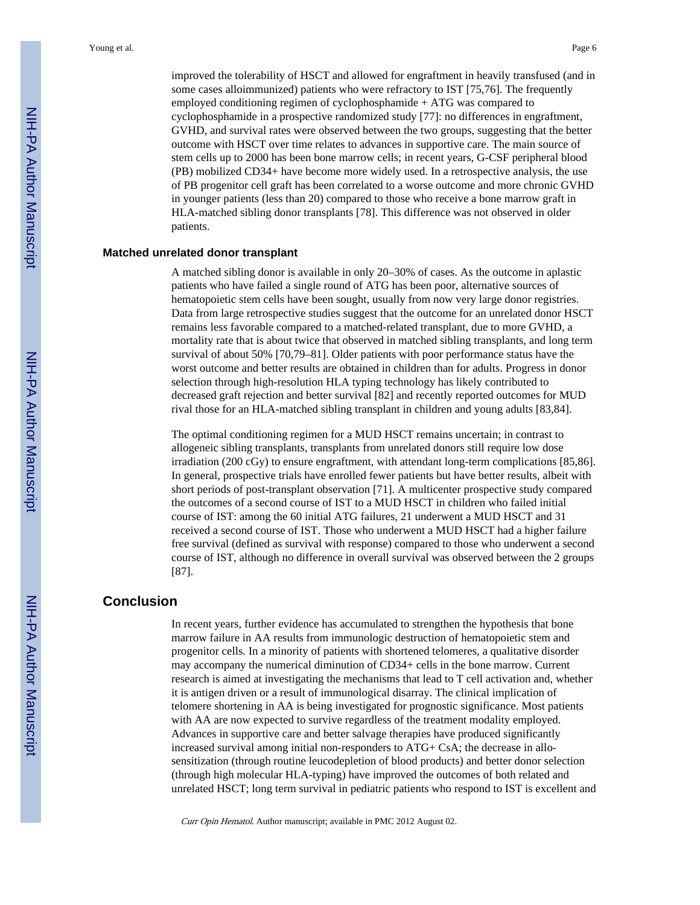improved the tolerability of HSCT and allowed for engraftment in heavily transfused (and in some cases alloimmunized) patients who were refractory to IST [75,76]. The frequently employed conditioning regimen of cyclophosphamide + ATG was compared to cyclophosphamide in a prospective randomized study [77]: no differences in engraftment, GVHD, and survival rates were observed between the two groups, suggesting that the better outcome with HSCT over time relates to advances in supportive care. The main source of stem cells up to 2000 has been bone marrow cells; in recent years, G-CSF peripheral blood (PB) mobilized CD34+ have become more widely used. In a retrospective analysis, the use of PB progenitor cell graft has been correlated to a worse outcome and more chronic GVHD in younger patients (less than 20) compared to those who receive a bone marrow graft in HLA-matched sibling donor transplants [78]. This difference was not observed in older patients.

### Matched unrelated donor transplant

A matched sibling donor is available in only 20–30% of cases. As the outcome in aplastic patients who have failed a single round of ATG has been poor, alternative sources of hematopoietic stem cells have been sought, usually from now very large donor registries. Data from large retrospective studies suggest that the outcome for an unrelated donor HSCT remains less favorable compared to a matched-related transplant, due to more GVHD, a mortality rate that is about twice that observed in matched sibling transplants, and long term survival of about 50% [70,79–81]. Older patients with poor performance status have the worst outcome and better results are obtained in children than for adults. Progress in donor selection through high-resolution HLA typing technology has likely contributed to decreased graft rejection and better survival [82] and recently reported outcomes for MUD rival those for an HLA-matched sibling transplant in children and young adults [83,84].

The optimal conditioning regimen for a MUD HSCT remains uncertain; in contrast to allogeneic sibling transplants, transplants from unrelated donors still require low dose irradiation (200 cGy) to ensure engraftment, with attendant long-term complications [85,86]. In general, prospective trials have enrolled fewer patients but have better results, albeit with short periods of post-transplant observation [71]. A multicenter prospective study compared the outcomes of a second course of IST to a MUD HSCT in children who failed initial course of IST: among the 60 initial ATG failures, 21 underwent a MUD HSCT and 31 received a second course of IST. Those who underwent a MUD HSCT had a higher failure free survival (defined as survival with response) compared to those who underwent a second course of IST, although no difference in overall survival was observed between the 2 groups [87].

## Conclusion

In recent years, further evidence has accumulated to strengthen the hypothesis that bone marrow failure in AA results from immunologic destruction of hematopoietic stem and progenitor cells. In a minority of patients with shortened telomeres, a qualitative disorder may accompany the numerical diminution of CD34+ cells in the bone marrow. Current research is aimed at investigating the mechanisms that lead to T cell activation and, whether it is antigen driven or a result of immunological disarray. The clinical implication of telomere shortening in AA is being investigated for prognostic significance. Most patients with AA are now expected to survive regardless of the treatment modality employed. Advances in supportive care and better salvage therapies have produced significantly increased survival among initial non-responders to ATG+ CsA; the decrease in allo-sensitization (through routine leucodepletion of blood products) and better donor selection (through high molecular HLA-typing) have improved the outcomes of both related and unrelated HSCT; long term survival in pediatric patients who respond to IST is excellent and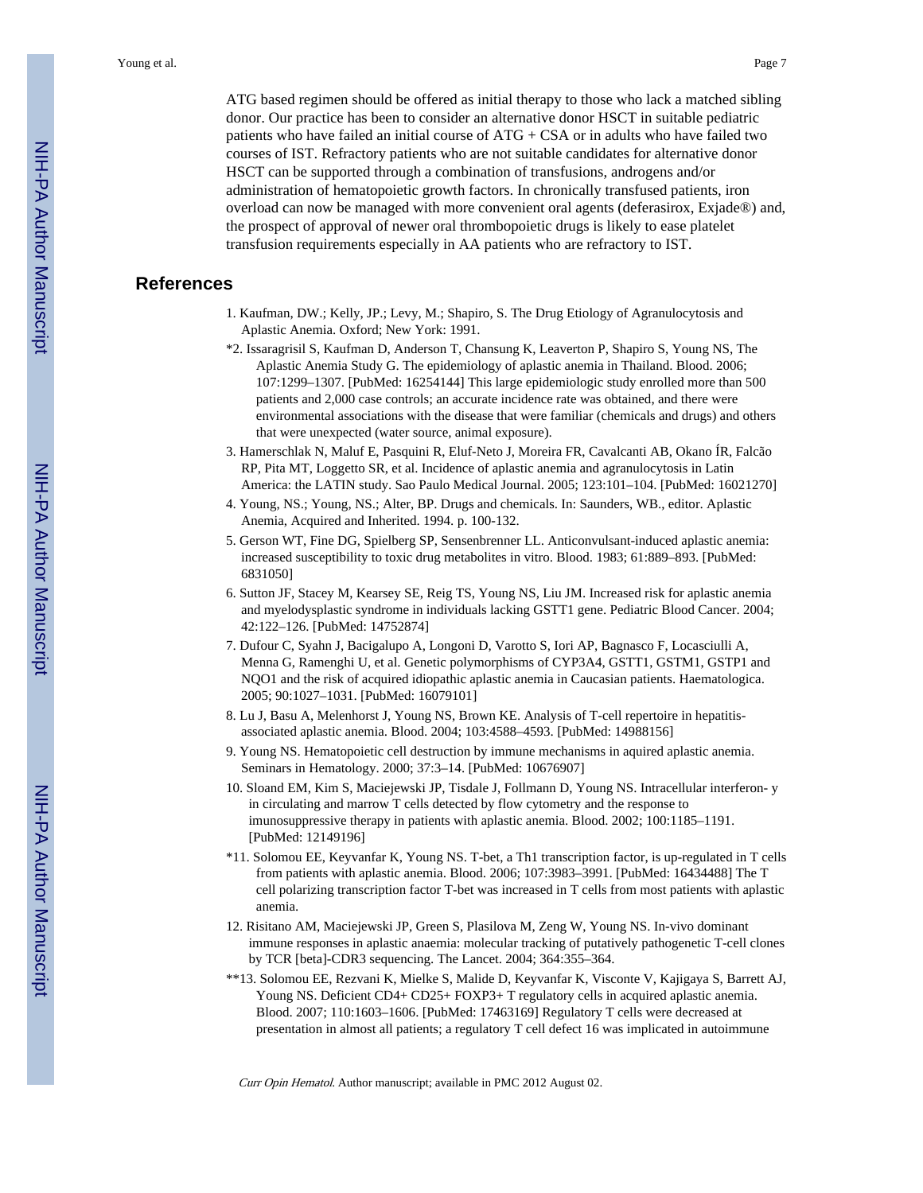ATG based regimen should be offered as initial therapy to those who lack a matched sibling donor. Our practice has been to consider an alternative donor HSCT in suitable pediatric patients who have failed an initial course of ATG + CSA or in adults who have failed two courses of IST. Refractory patients who are not suitable candidates for alternative donor HSCT can be supported through a combination of transfusions, androgens and/or administration of hematopoietic growth factors. In chronically transfused patients, iron overload can now be managed with more convenient oral agents (deferasirox, Exjade®) and, the prospect of approval of newer oral thrombopoietic drugs is likely to ease platelet transfusion requirements especially in AA patients who are refractory to IST.

## References

1. Kaufman, DW.; Kelly, JP.; Levy, M.; Shapiro, S. The Drug Etiology of Agranulocytosis and Aplastic Anemia. Oxford; New York: 1991.

*2. Issaragrisil S, Kaufman D, Anderson T, Chansung K, Leaverton P, Shapiro S, Young NS, The Aplastic Anemia Study G. The epidemiology of aplastic anemia in Thailand. Blood. 2006; 107:1299–1307. [PubMed: 16254144] This large epidemiologic study enrolled more than 500 patients and 2,000 case controls; an accurate incidence rate was obtained, and there were environmental associations with the disease that were familiar (chemicals and drugs) and others that were unexpected (water source, animal exposure).

3. Hamerschlak N, Maluf E, Pasquini R, Eluf-Neto J, Moreira FR, Cavalcanti AB, Okano ÍR, Falcão RP, Pita MT, Loggetto SR, et al. Incidence of aplastic anemia and agranulocytosis in Latin America: the LATIN study. Sao Paulo Medical Journal. 2005; 123:101–104. [PubMed: 16021270]

4. Young, NS.; Young, NS.; Alter, BP. Drugs and chemicals. In: Saunders, WB., editor. Aplastic Anemia, Acquired and Inherited. 1994. p. 100-132.

5. Gerson WT, Fine DG, Spielberg SP, Sensenbrenner LL. Anticonvulsant-induced aplastic anemia: increased susceptibility to toxic drug metabolites in vitro. Blood. 1983; 61:889–893. [PubMed: 6831050]

6. Sutton JF, Stacey M, Kearsey SE, Reig TS, Young NS, Liu JM. Increased risk for aplastic anemia and myelodysplastic syndrome in individuals lacking GSTT1 gene. Pediatric Blood Cancer. 2004; 42:122–126. [PubMed: 14752874]

7. Dufour C, Syahn J, Bacigalupo A, Longoni D, Varotto S, Iori AP, Bagnasco F, Locasciulli A, Menna G, Ramenghi U, et al. Genetic polymorphisms of CYP3A4, GSTT1, GSTM1, GSTP1 and NQO1 and the risk of acquired idiopathic aplastic anemia in Caucasian patients. Haematologica. 2005; 90:1027–1031. [PubMed: 16079101]

8. Lu J, Basu A, Melenhorst J, Young NS, Brown KE. Analysis of T-cell repertoire in hepatitis-associated aplastic anemia. Blood. 2004; 103:4588–4593. [PubMed: 14988156]

9. Young NS. Hematopoietic cell destruction by immune mechanisms in aquired aplastic anemia. Seminars in Hematology. 2000; 37:3–14. [PubMed: 10676907]

10. Sloand EM, Kim S, Maciejewski JP, Tisdale J, Follmann D, Young NS. Intracellular interferon- y in circulating and marrow T cells detected by flow cytometry and the response to imunosuppressive therapy in patients with aplastic anemia. Blood. 2002; 100:1185–1191. [PubMed: 12149196]

*11. Solomou EE, Keyvanfar K, Young NS. T-bet, a Th1 transcription factor, is up-regulated in T cells from patients with aplastic anemia. Blood. 2006; 107:3983–3991. [PubMed: 16434488] The T cell polarizing transcription factor T-bet was increased in T cells from most patients with aplastic anemia.

12. Risitano AM, Maciejewski JP, Green S, Plasilova M, Zeng W, Young NS. In-vivo dominant immune responses in aplastic anaemia: molecular tracking of putatively pathogenetic T-cell clones by TCR [beta]-CDR3 sequencing. The Lancet. 2004; 364:355–364.

**13. Solomou EE, Rezvani K, Mielke S, Malide D, Keyvanfar K, Visconte V, Kajigaya S, Barrett AJ, Young NS. Deficient CD4+ CD25+ FOXP3+ T regulatory cells in acquired aplastic anemia. Blood. 2007; 110:1603–1606. [PubMed: 17463169] Regulatory T cells were decreased at presentation in almost all patients; a regulatory T cell defect 16 was implicated in autoimmune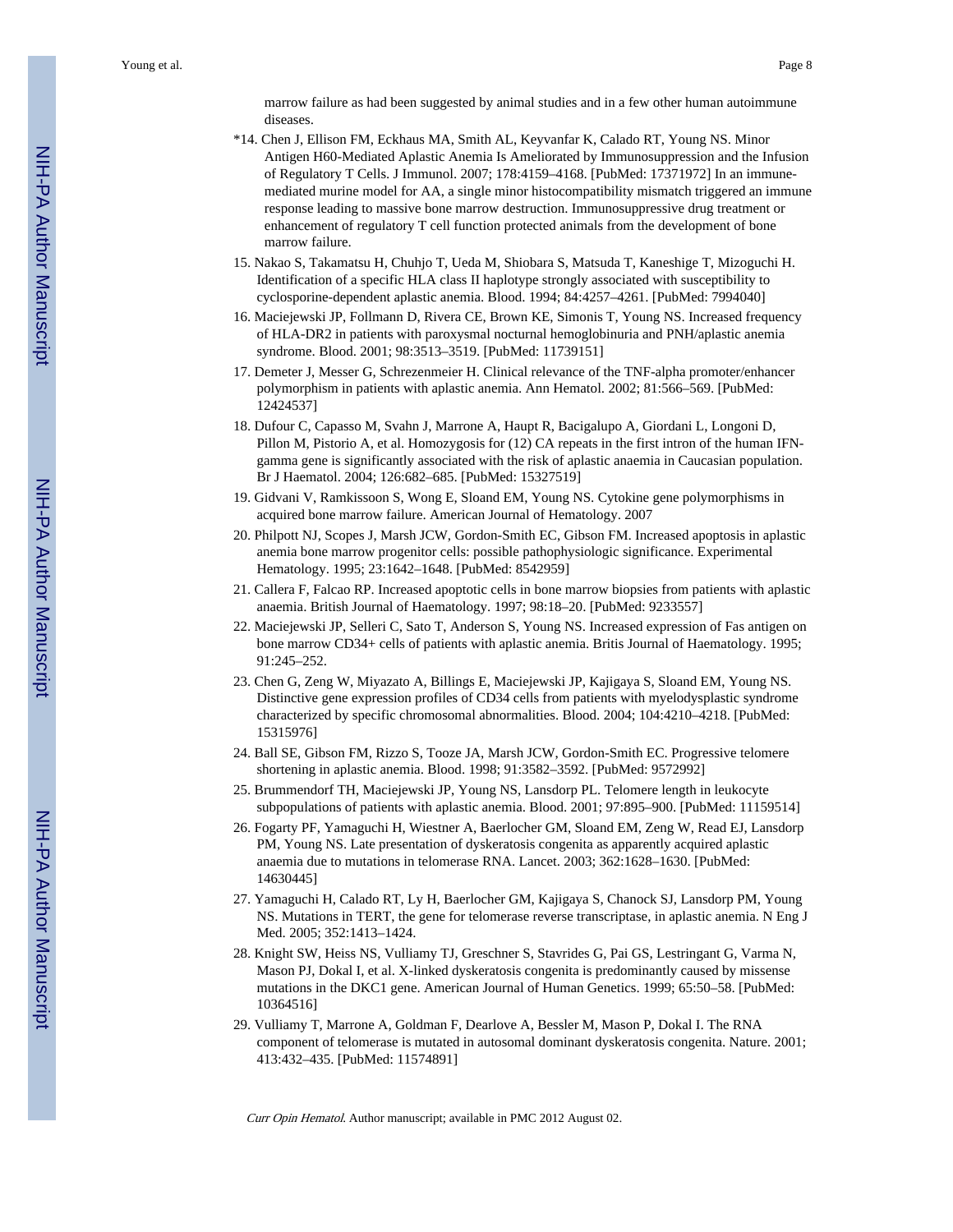marrow failure as had been suggested by animal studies and in a few other human autoimmune diseases.

*14. Chen J, Ellison FM, Eckhaus MA, Smith AL, Keyvanfar K, Calado RT, Young NS. Minor Antigen H60-Mediated Aplastic Anemia Is Ameliorated by Immunosuppression and the Infusion of Regulatory T Cells. J Immunol. 2007; 178:4159–4168. [PubMed: 17371972] In an immune-mediated murine model for AA, a single minor histocompatibility mismatch triggered an immune response leading to massive bone marrow destruction. Immunosuppressive drug treatment or enhancement of regulatory T cell function protected animals from the development of bone marrow failure.

15. Nakao S, Takamatsu H, Chuhjo T, Ueda M, Shiobara S, Matsuda T, Kaneshige T, Mizoguchi H. Identification of a specific HLA class II haplotype strongly associated with susceptibility to cyclosporine-dependent aplastic anemia. Blood. 1994; 84:4257–4261. [PubMed: 7994040]

16. Maciejewski JP, Follmann D, Rivera CE, Brown KE, Simonis T, Young NS. Increased frequency of HLA-DR2 in patients with paroxysmal nocturnal hemoglobinuria and PNH/aplastic anemia syndrome. Blood. 2001; 98:3513–3519. [PubMed: 11739151]

17. Demeter J, Messer G, Schrezenmeier H. Clinical relevance of the TNF-alpha promoter/enhancer polymorphism in patients with aplastic anemia. Ann Hematol. 2002; 81:566–569. [PubMed: 12424537]

18. Dufour C, Capasso M, Svahn J, Marrone A, Haupt R, Bacigalupo A, Giordani L, Longoni D, Pillon M, Pistorio A, et al. Homozygosis for (12) CA repeats in the first intron of the human IFN-gamma gene is significantly associated with the risk of aplastic anaemia in Caucasian population. Br J Haematol. 2004; 126:682–685. [PubMed: 15327519]

19. Gidvani V, Ramkissoon S, Wong E, Sloand EM, Young NS. Cytokine gene polymorphisms in acquired bone marrow failure. American Journal of Hematology. 2007

20. Philpott NJ, Scopes J, Marsh JCW, Gordon-Smith EC, Gibson FM. Increased apoptosis in aplastic anemia bone marrow progenitor cells: possible pathophysiologic significance. Experimental Hematology. 1995; 23:1642–1648. [PubMed: 8542959]

21. Callera F, Falcao RP. Increased apoptotic cells in bone marrow biopsies from patients with aplastic anaemia. British Journal of Haematology. 1997; 98:18–20. [PubMed: 9233557]

22. Maciejewski JP, Selleri C, Sato T, Anderson S, Young NS. Increased expression of Fas antigen on bone marrow CD34+ cells of patients with aplastic anemia. Britis Journal of Haematology. 1995; 91:245–252.

23. Chen G, Zeng W, Miyazato A, Billings E, Maciejewski JP, Kajigaya S, Sloand EM, Young NS. Distinctive gene expression profiles of CD34 cells from patients with myelodysplastic syndrome characterized by specific chromosomal abnormalities. Blood. 2004; 104:4210–4218. [PubMed: 15315976]

24. Ball SE, Gibson FM, Rizzo S, Tooze JA, Marsh JCW, Gordon-Smith EC. Progressive telomere shortening in aplastic anemia. Blood. 1998; 91:3582–3592. [PubMed: 9572992]

25. Brummendorf TH, Maciejewski JP, Young NS, Lansdorp PL. Telomere length in leukocyte subpopulations of patients with aplastic anemia. Blood. 2001; 97:895–900. [PubMed: 11159514]

26. Fogarty PF, Yamaguchi H, Wiestner A, Baerlocher GM, Sloand EM, Zeng W, Read EJ, Lansdorp PM, Young NS. Late presentation of dyskeratosis congenita as apparently acquired aplastic anaemia due to mutations in telomerase RNA. Lancet. 2003; 362:1628–1630. [PubMed: 14630445]

27. Yamaguchi H, Calado RT, Ly H, Baerlocher GM, Kajigaya S, Chanock SJ, Lansdorp PM, Young NS. Mutations in TERT, the gene for telomerase reverse transcriptase, in aplastic anemia. N Eng J Med. 2005; 352:1413–1424.

28. Knight SW, Heiss NS, Vulliamy TJ, Greschner S, Stavrides G, Pai GS, Lestringant G, Varma N, Mason PJ, Dokal I, et al. X-linked dyskeratosis congenita is predominantly caused by missense mutations in the DKC1 gene. American Journal of Human Genetics. 1999; 65:50–58. [PubMed: 10364516]

29. Vulliamy T, Marrone A, Goldman F, Dearlove A, Bessler M, Mason P, Dokal I. The RNA component of telomerase is mutated in autosomal dominant dyskeratosis congenita. Nature. 2001; 413:432–435. [PubMed: 11574891]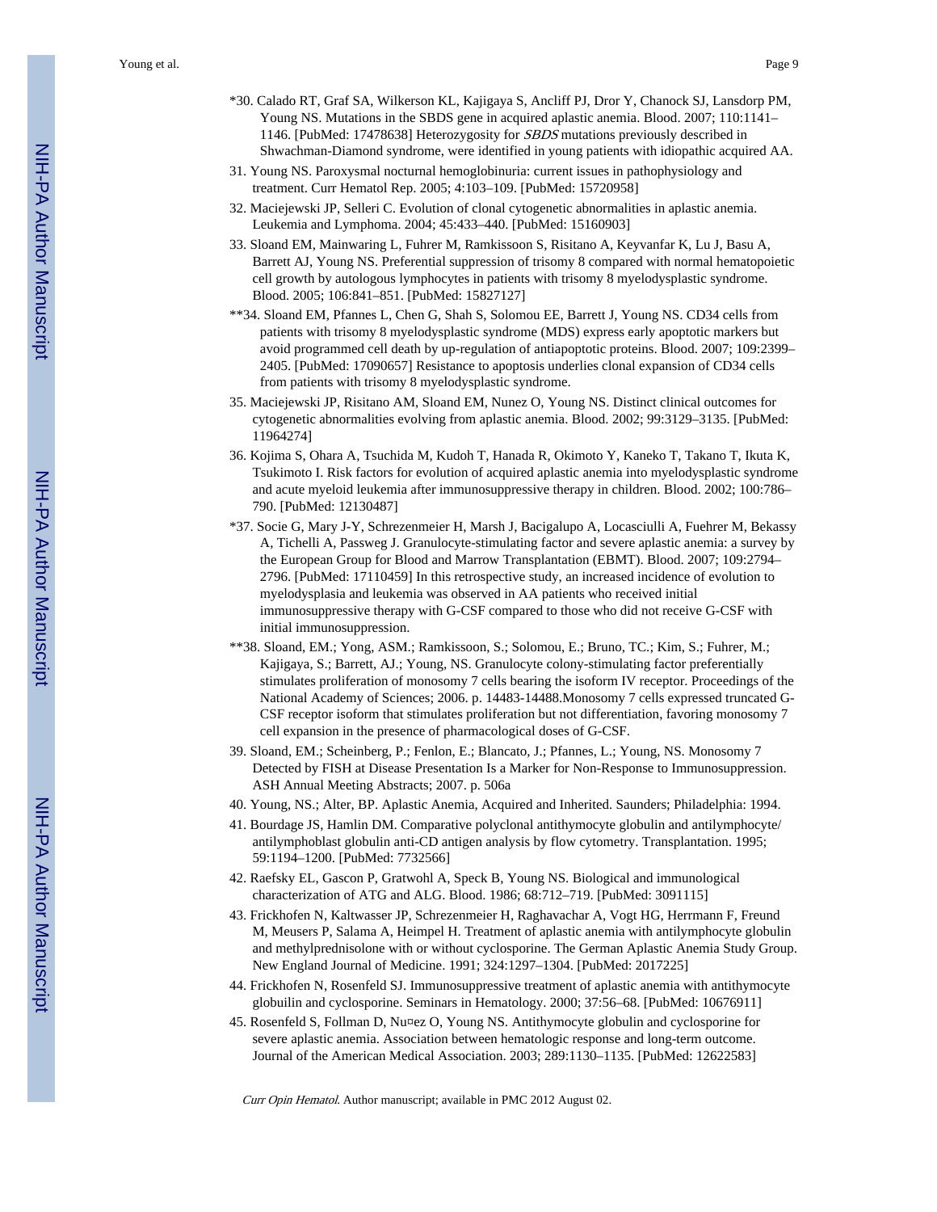*30. Calado RT, Graf SA, Wilkerson KL, Kajigaya S, Ancliff PJ, Dror Y, Chanock SJ, Lansdorp PM, Young NS. Mutations in the SBDS gene in acquired aplastic anemia. Blood. 2007; 110:1141–1146. [PubMed: 17478638] Heterozygosity for *SBDS* mutations previously described in Shwachman-Diamond syndrome, were identified in young patients with idiopathic acquired AA.

31. Young NS. Paroxysmal nocturnal hemoglobinuria: current issues in pathophysiology and treatment. Curr Hematol Rep. 2005; 4:103–109. [PubMed: 15720958]

32. Maciejewski JP, Selleri C. Evolution of clonal cytogenetic abnormalities in aplastic anemia. Leukemia and Lymphoma. 2004; 45:433–440. [PubMed: 15160903]

33. Sloand EM, Mainwaring L, Fuhrer M, Ramkissoon S, Risitano A, Keyvanfar K, Lu J, Basu A, Barrett AJ, Young NS. Preferential suppression of trisomy 8 compared with normal hematopoietic cell growth by autologous lymphocytes in patients with trisomy 8 myelodysplastic syndrome. Blood. 2005; 106:841–851. [PubMed: 15827127]

**34. Sloand EM, Pfannes L, Chen G, Shah S, Solomou EE, Barrett J, Young NS. CD34 cells from patients with trisomy 8 myelodysplastic syndrome (MDS) express early apoptotic markers but avoid programmed cell death by up-regulation of antiapoptotic proteins. Blood. 2007; 109:2399–2405. [PubMed: 17090657] Resistance to apoptosis underlies clonal expansion of CD34 cells from patients with trisomy 8 myelodysplastic syndrome.

35. Maciejewski JP, Risitano AM, Sloand EM, Nunez O, Young NS. Distinct clinical outcomes for cytogenetic abnormalities evolving from aplastic anemia. Blood. 2002; 99:3129–3135. [PubMed: 11964274]

36. Kojima S, Ohara A, Tsuchida M, Kudoh T, Hanada R, Okimoto Y, Kaneko T, Takano T, Ikuta K, Tsukimoto I. Risk factors for evolution of acquired aplastic anemia into myelodysplastic syndrome and acute myeloid leukemia after immunosuppressive therapy in children. Blood. 2002; 100:786–790. [PubMed: 12130487]

*37. Socie G, Mary J-Y, Schrezenmeier H, Marsh J, Bacigalupo A, Locasciulli A, Fuehrer M, Bekassy A, Tichelli A, Passweg J. Granulocyte-stimulating factor and severe aplastic anemia: a survey by the European Group for Blood and Marrow Transplantation (EBMT). Blood. 2007; 109:2794–2796. [PubMed: 17110459] In this retrospective study, an increased incidence of evolution to myelodysplasia and leukemia was observed in AA patients who received initial immunosuppressive therapy with G-CSF compared to those who did not receive G-CSF with initial immunosuppression.

**38. Sloand, EM.; Yong, ASM.; Ramkissoon, S.; Solomou, E.; Bruno, TC.; Kim, S.; Fuhrer, M.; Kajigaya, S.; Barrett, AJ.; Young, NS. Granulocyte colony-stimulating factor preferentially stimulates proliferation of monosomy 7 cells bearing the isoform IV receptor. Proceedings of the National Academy of Sciences; 2006. p. 14483-14488.Monosomy 7 cells expressed truncated G-CSF receptor isoform that stimulates proliferation but not differentiation, favoring monosomy 7 cell expansion in the presence of pharmacological doses of G-CSF.

39. Sloand, EM.; Scheinberg, P.; Fenlon, E.; Blancato, J.; Pfannes, L.; Young, NS. Monosomy 7 Detected by FISH at Disease Presentation Is a Marker for Non-Response to Immunosuppression. ASH Annual Meeting Abstracts; 2007. p. 506a

40. Young, NS.; Alter, BP. Aplastic Anemia, Acquired and Inherited. Saunders; Philadelphia: 1994.

41. Bourdage JS, Hamlin DM. Comparative polyclonal antithymocyte globulin and antilymphocyte/antilymphoblast globulin anti-CD antigen analysis by flow cytometry. Transplantation. 1995; 59:1194–1200. [PubMed: 7732566]

42. Raefsky EL, Gascon P, Gratwohl A, Speck B, Young NS. Biological and immunological characterization of ATG and ALG. Blood. 1986; 68:712–719. [PubMed: 3091115]

43. Frickhofen N, Kaltwasser JP, Schrezenmeier H, Raghavachar A, Vogt HG, Herrmann F, Freund M, Meusers P, Salama A, Heimpel H. Treatment of aplastic anemia with antilymphocyte globulin and methylprednisolone with or without cyclosporine. The German Aplastic Anemia Study Group. New England Journal of Medicine. 1991; 324:1297–1304. [PubMed: 2017225]

44. Frickhofen N, Rosenfeld SJ. Immunosuppressive treatment of aplastic anemia with antithymocyte globuilin and cyclosporine. Seminars in Hematology. 2000; 37:56–68. [PubMed: 10676911]

45. Rosenfeld S, Follman D, Nu¤ez O, Young NS. Antithymocyte globulin and cyclosporine for severe aplastic anemia. Association between hematologic response and long-term outcome. Journal of the American Medical Association. 2003; 289:1130–1135. [PubMed: 12622583]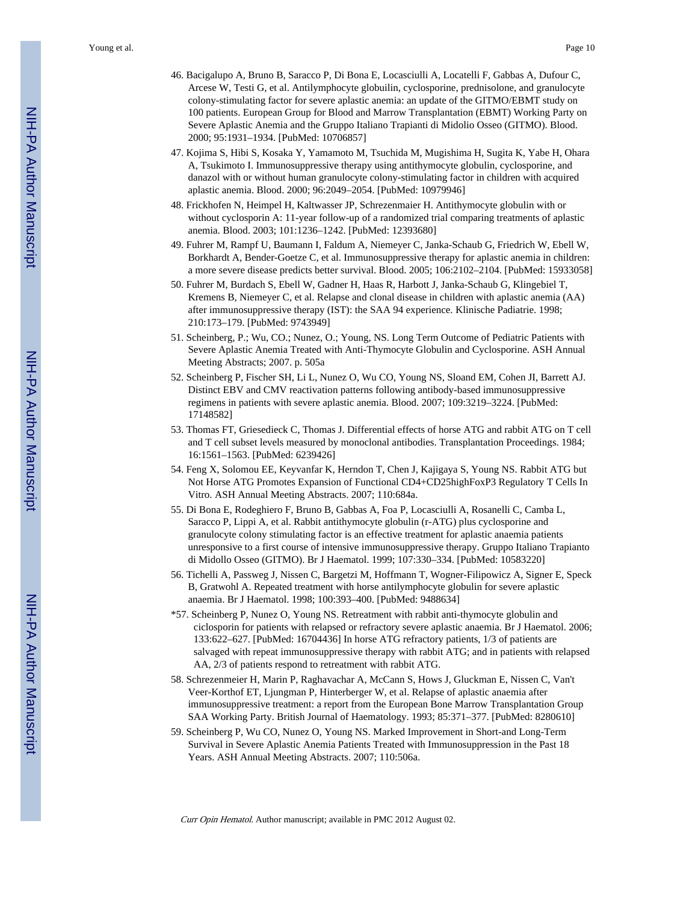46. Bacigalupo A, Bruno B, Saracco P, Di Bona E, Locasciulli A, Locatelli F, Gabbas A, Dufour C, Arcese W, Testi G, et al. Antilymphocyte globuilin, cyclosporine, prednisolone, and granulocyte colony-stimulating factor for severe aplastic anemia: an update of the GITMO/EBMT study on 100 patients. European Group for Blood and Marrow Transplantation (EBMT) Working Party on Severe Aplastic Anemia and the Gruppo Italiano Trapianti di Midolio Osseo (GITMO). Blood. 2000; 95:1931–1934. [PubMed: 10706857]

47. Kojima S, Hibi S, Kosaka Y, Yamamoto M, Tsuchida M, Mugishima H, Sugita K, Yabe H, Ohara A, Tsukimoto I. Immunosuppressive therapy using antithymocyte globulin, cyclosporine, and danazol with or without human granulocyte colony-stimulating factor in children with acquired aplastic anemia. Blood. 2000; 96:2049–2054. [PubMed: 10979946]

48. Frickhofen N, Heimpel H, Kaltwasser JP, Schrezenmaier H. Antithymocyte globulin with or without cyclosporin A: 11-year follow-up of a randomized trial comparing treatments of aplastic anemia. Blood. 2003; 101:1236–1242. [PubMed: 12393680]

49. Fuhrer M, Rampf U, Baumann I, Faldum A, Niemeyer C, Janka-Schaub G, Friedrich W, Ebell W, Borkhardt A, Bender-Goetze C, et al. Immunosuppressive therapy for aplastic anemia in children: a more severe disease predicts better survival. Blood. 2005; 106:2102–2104. [PubMed: 15933058]

50. Fuhrer M, Burdach S, Ebell W, Gadner H, Haas R, Harbott J, Janka-Schaub G, Klingebiel T, Kremens B, Niemeyer C, et al. Relapse and clonal disease in children with aplastic anemia (AA) after immunosuppressive therapy (IST): the SAA 94 experience. Klinische Padiatrie. 1998; 210:173–179. [PubMed: 9743949]

51. Scheinberg, P.; Wu, CO.; Nunez, O.; Young, NS. Long Term Outcome of Pediatric Patients with Severe Aplastic Anemia Treated with Anti-Thymocyte Globulin and Cyclosporine. ASH Annual Meeting Abstracts; 2007. p. 505a

52. Scheinberg P, Fischer SH, Li L, Nunez O, Wu CO, Young NS, Sloand EM, Cohen JI, Barrett AJ. Distinct EBV and CMV reactivation patterns following antibody-based immunosuppressive regimens in patients with severe aplastic anemia. Blood. 2007; 109:3219–3224. [PubMed: 17148582]

53. Thomas FT, Griesedieck C, Thomas J. Differential effects of horse ATG and rabbit ATG on T cell and T cell subset levels measured by monoclonal antibodies. Transplantation Proceedings. 1984; 16:1561–1563. [PubMed: 6239426]

54. Feng X, Solomou EE, Keyvanfar K, Herndon T, Chen J, Kajigaya S, Young NS. Rabbit ATG but Not Horse ATG Promotes Expansion of Functional CD4+CD25highFoxP3 Regulatory T Cells In Vitro. ASH Annual Meeting Abstracts. 2007; 110:684a.

55. Di Bona E, Rodeghiero F, Bruno B, Gabbas A, Foa P, Locasciulli A, Rosanelli C, Camba L, Saracco P, Lippi A, et al. Rabbit antithymocyte globulin (r-ATG) plus cyclosporine and granulocyte colony stimulating factor is an effective treatment for aplastic anaemia patients unresponsive to a first course of intensive immunosuppressive therapy. Gruppo Italiano Trapianto di Midollo Osseo (GITMO). Br J Haematol. 1999; 107:330–334. [PubMed: 10583220]

56. Tichelli A, Passweg J, Nissen C, Bargetzi M, Hoffmann T, Wogner-Filipowicz A, Signer E, Speck B, Gratwohl A. Repeated treatment with horse antilymphocyte globulin for severe aplastic anaemia. Br J Haematol. 1998; 100:393–400. [PubMed: 9488634]

*57. Scheinberg P, Nunez O, Young NS. Retreatment with rabbit anti-thymocyte globulin and ciclosporin for patients with relapsed or refractory severe aplastic anaemia. Br J Haematol. 2006; 133:622–627. [PubMed: 16704436] In horse ATG refractory patients, 1/3 of patients are salvaged with repeat immunosuppressive therapy with rabbit ATG; and in patients with relapsed AA, 2/3 of patients respond to retreatment with rabbit ATG.

58. Schrezenmeier H, Marin P, Raghavachar A, McCann S, Hows J, Gluckman E, Nissen C, Van't Veer-Korthof ET, Ljungman P, Hinterberger W, et al. Relapse of aplastic anaemia after immunosuppressive treatment: a report from the European Bone Marrow Transplantation Group SAA Working Party. British Journal of Haematology. 1993; 85:371–377. [PubMed: 8280610]

59. Scheinberg P, Wu CO, Nunez O, Young NS. Marked Improvement in Short-and Long-Term Survival in Severe Aplastic Anemia Patients Treated with Immunosuppression in the Past 18 Years. ASH Annual Meeting Abstracts. 2007; 110:506a.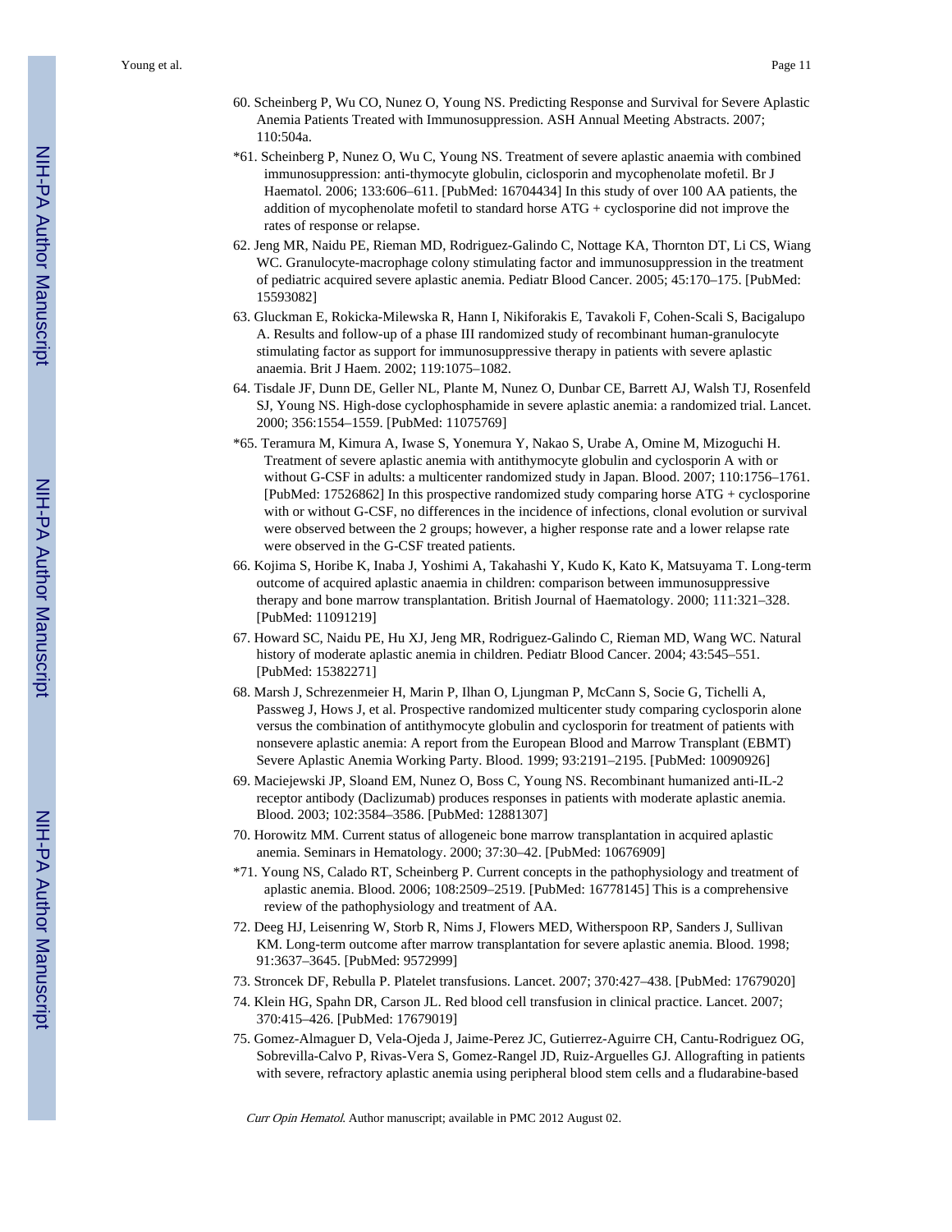60. Scheinberg P, Wu CO, Nunez O, Young NS. Predicting Response and Survival for Severe Aplastic Anemia Patients Treated with Immunosuppression. ASH Annual Meeting Abstracts. 2007; 110:504a.

*61. Scheinberg P, Nunez O, Wu C, Young NS. Treatment of severe aplastic anaemia with combined immunosuppression: anti-thymocyte globulin, ciclosporin and mycophenolate mofetil. Br J Haematol. 2006; 133:606–611. [PubMed: 16704434] In this study of over 100 AA patients, the addition of mycophenolate mofetil to standard horse ATG + cyclosporine did not improve the rates of response or relapse.

62. Jeng MR, Naidu PE, Rieman MD, Rodriguez-Galindo C, Nottage KA, Thornton DT, Li CS, Wiang WC. Granulocyte-macrophage colony stimulating factor and immunosuppression in the treatment of pediatric acquired severe aplastic anemia. Pediatr Blood Cancer. 2005; 45:170–175. [PubMed: 15593082]

63. Gluckman E, Rokicka-Milewska R, Hann I, Nikiforakis E, Tavakoli F, Cohen-Scali S, Bacigalupo A. Results and follow-up of a phase III randomized study of recombinant human-granulocyte stimulating factor as support for immunosuppressive therapy in patients with severe aplastic anaemia. Brit J Haem. 2002; 119:1075–1082.

64. Tisdale JF, Dunn DE, Geller NL, Plante M, Nunez O, Dunbar CE, Barrett AJ, Walsh TJ, Rosenfeld SJ, Young NS. High-dose cyclophosphamide in severe aplastic anemia: a randomized trial. Lancet. 2000; 356:1554–1559. [PubMed: 11075769]

*65. Teramura M, Kimura A, Iwase S, Yonemura Y, Nakao S, Urabe A, Omine M, Mizoguchi H. Treatment of severe aplastic anemia with antithymocyte globulin and cyclosporin A with or without G-CSF in adults: a multicenter randomized study in Japan. Blood. 2007; 110:1756–1761. [PubMed: 17526862] In this prospective randomized study comparing horse ATG + cyclosporine with or without G-CSF, no differences in the incidence of infections, clonal evolution or survival were observed between the 2 groups; however, a higher response rate and a lower relapse rate were observed in the G-CSF treated patients.

66. Kojima S, Horibe K, Inaba J, Yoshimi A, Takahashi Y, Kudo K, Kato K, Matsuyama T. Long-term outcome of acquired aplastic anaemia in children: comparison between immunosuppressive therapy and bone marrow transplantation. British Journal of Haematology. 2000; 111:321–328. [PubMed: 11091219]

67. Howard SC, Naidu PE, Hu XJ, Jeng MR, Rodriguez-Galindo C, Rieman MD, Wang WC. Natural history of moderate aplastic anemia in children. Pediatr Blood Cancer. 2004; 43:545–551. [PubMed: 15382271]

68. Marsh J, Schrezenmeier H, Marin P, Ilhan O, Ljungman P, McCann S, Socie G, Tichelli A, Passweg J, Hows J, et al. Prospective randomized multicenter study comparing cyclosporin alone versus the combination of antithymocyte globulin and cyclosporin for treatment of patients with nonsevere aplastic anemia: A report from the European Blood and Marrow Transplant (EBMT) Severe Aplastic Anemia Working Party. Blood. 1999; 93:2191–2195. [PubMed: 10090926]

69. Maciejewski JP, Sloand EM, Nunez O, Boss C, Young NS. Recombinant humanized anti-IL-2 receptor antibody (Daclizumab) produces responses in patients with moderate aplastic anemia. Blood. 2003; 102:3584–3586. [PubMed: 12881307]

70. Horowitz MM. Current status of allogeneic bone marrow transplantation in acquired aplastic anemia. Seminars in Hematology. 2000; 37:30–42. [PubMed: 10676909]

*71. Young NS, Calado RT, Scheinberg P. Current concepts in the pathophysiology and treatment of aplastic anemia. Blood. 2006; 108:2509–2519. [PubMed: 16778145] This is a comprehensive review of the pathophysiology and treatment of AA.

72. Deeg HJ, Leisenring W, Storb R, Nims J, Flowers MED, Witherspoon RP, Sanders J, Sullivan KM. Long-term outcome after marrow transplantation for severe aplastic anemia. Blood. 1998; 91:3637–3645. [PubMed: 9572999]

73. Stroncek DF, Rebulla P. Platelet transfusions. Lancet. 2007; 370:427–438. [PubMed: 17679020]

74. Klein HG, Spahn DR, Carson JL. Red blood cell transfusion in clinical practice. Lancet. 2007; 370:415–426. [PubMed: 17679019]

75. Gomez-Almaguer D, Vela-Ojeda J, Jaime-Perez JC, Gutierrez-Aguirre CH, Cantu-Rodriguez OG, Sobrevilla-Calvo P, Rivas-Vera S, Gomez-Rangel JD, Ruiz-Arguelles GJ. Allografting in patients with severe, refractory aplastic anemia using peripheral blood stem cells and a fludarabine-based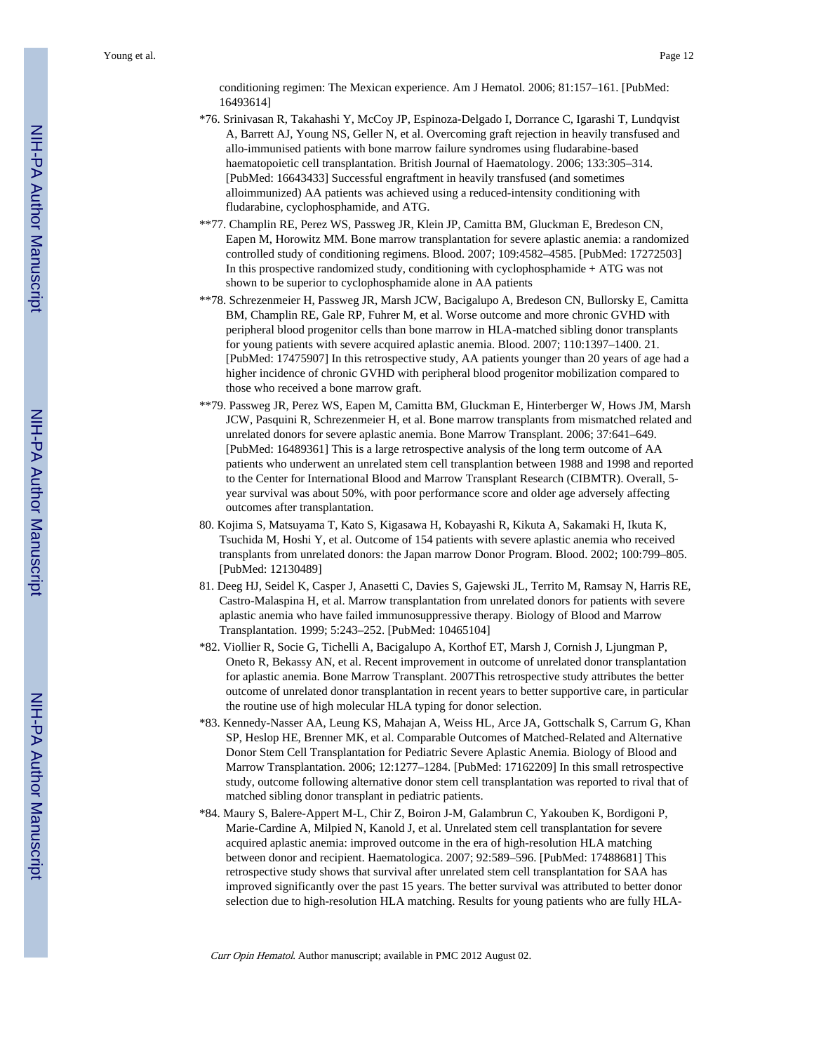conditioning regimen: The Mexican experience. Am J Hematol. 2006; 81:157–161. [PubMed: 16493614]

*76. Srinivasan R, Takahashi Y, McCoy JP, Espinoza-Delgado I, Dorrance C, Igarashi T, Lundqvist A, Barrett AJ, Young NS, Geller N, et al. Overcoming graft rejection in heavily transfused and allo-immunised patients with bone marrow failure syndromes using fludarabine-based haematopoietic cell transplantation. British Journal of Haematology. 2006; 133:305–314. [PubMed: 16643433] Successful engraftment in heavily transfused (and sometimes alloimmunized) AA patients was achieved using a reduced-intensity conditioning with fludarabine, cyclophosphamide, and ATG.

**77. Champlin RE, Perez WS, Passweg JR, Klein JP, Camitta BM, Gluckman E, Bredeson CN, Eapen M, Horowitz MM. Bone marrow transplantation for severe aplastic anemia: a randomized controlled study of conditioning regimens. Blood. 2007; 109:4582–4585. [PubMed: 17272503] In this prospective randomized study, conditioning with cyclophosphamide + ATG was not shown to be superior to cyclophosphamide alone in AA patients

**78. Schrezenmeier H, Passweg JR, Marsh JCW, Bacigalupo A, Bredeson CN, Bullorsky E, Camitta BM, Champlin RE, Gale RP, Fuhrer M, et al. Worse outcome and more chronic GVHD with peripheral blood progenitor cells than bone marrow in HLA-matched sibling donor transplants for young patients with severe acquired aplastic anemia. Blood. 2007; 110:1397–1400. 21. [PubMed: 17475907] In this retrospective study, AA patients younger than 20 years of age had a higher incidence of chronic GVHD with peripheral blood progenitor mobilization compared to those who received a bone marrow graft.

**79. Passweg JR, Perez WS, Eapen M, Camitta BM, Gluckman E, Hinterberger W, Hows JM, Marsh JCW, Pasquini R, Schrezenmeier H, et al. Bone marrow transplants from mismatched related and unrelated donors for severe aplastic anemia. Bone Marrow Transplant. 2006; 37:641–649. [PubMed: 16489361] This is a large retrospective analysis of the long term outcome of AA patients who underwent an unrelated stem cell transplantion between 1988 and 1998 and reported to the Center for International Blood and Marrow Transplant Research (CIBMTR). Overall, 5-year survival was about 50%, with poor performance score and older age adversely affecting outcomes after transplantation.

80. Kojima S, Matsuyama T, Kato S, Kigasawa H, Kobayashi R, Kikuta A, Sakamaki H, Ikuta K, Tsuchida M, Hoshi Y, et al. Outcome of 154 patients with severe aplastic anemia who received transplants from unrelated donors: the Japan marrow Donor Program. Blood. 2002; 100:799–805. [PubMed: 12130489]

81. Deeg HJ, Seidel K, Casper J, Anasetti C, Davies S, Gajewski JL, Territo M, Ramsay N, Harris RE, Castro-Malaspina H, et al. Marrow transplantation from unrelated donors for patients with severe aplastic anemia who have failed immunosuppressive therapy. Biology of Blood and Marrow Transplantation. 1999; 5:243–252. [PubMed: 10465104]

*82. Viollier R, Socie G, Tichelli A, Bacigalupo A, Korthof ET, Marsh J, Cornish J, Ljungman P, Oneto R, Bekassy AN, et al. Recent improvement in outcome of unrelated donor transplantation for aplastic anemia. Bone Marrow Transplant. 2007This retrospective study attributes the better outcome of unrelated donor transplantation in recent years to better supportive care, in particular the routine use of high molecular HLA typing for donor selection.

*83. Kennedy-Nasser AA, Leung KS, Mahajan A, Weiss HL, Arce JA, Gottschalk S, Carrum G, Khan SP, Heslop HE, Brenner MK, et al. Comparable Outcomes of Matched-Related and Alternative Donor Stem Cell Transplantation for Pediatric Severe Aplastic Anemia. Biology of Blood and Marrow Transplantation. 2006; 12:1277–1284. [PubMed: 17162209] In this small retrospective study, outcome following alternative donor stem cell transplantation was reported to rival that of matched sibling donor transplant in pediatric patients.

*84. Maury S, Balere-Appert M-L, Chir Z, Boiron J-M, Galambrun C, Yakouben K, Bordigoni P, Marie-Cardine A, Milpied N, Kanold J, et al. Unrelated stem cell transplantation for severe acquired aplastic anemia: improved outcome in the era of high-resolution HLA matching between donor and recipient. Haematologica. 2007; 92:589–596. [PubMed: 17488681] This retrospective study shows that survival after unrelated stem cell transplantation for SAA has improved significantly over the past 15 years. The better survival was attributed to better donor selection due to high-resolution HLA matching. Results for young patients who are fully HLA-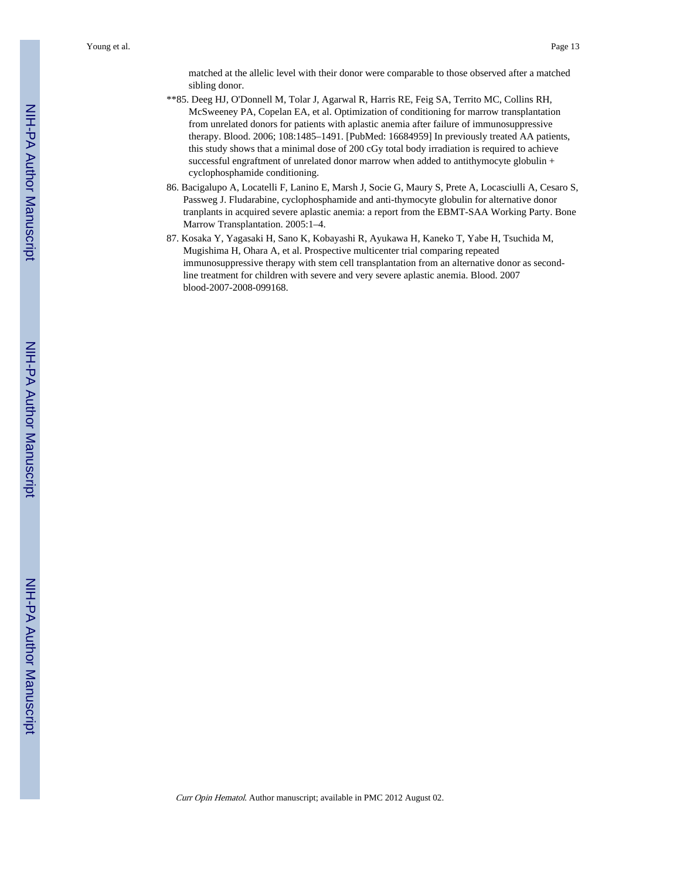matched at the allelic level with their donor were comparable to those observed after a matched sibling donor.

**85. Deeg HJ, O'Donnell M, Tolar J, Agarwal R, Harris RE, Feig SA, Territo MC, Collins RH, McSweeney PA, Copelan EA, et al. Optimization of conditioning for marrow transplantation from unrelated donors for patients with aplastic anemia after failure of immunosuppressive therapy. Blood. 2006; 108:1485–1491. [PubMed: 16684959] In previously treated AA patients, this study shows that a minimal dose of 200 cGy total body irradiation is required to achieve successful engraftment of unrelated donor marrow when added to antithymocyte globulin + cyclophosphamide conditioning.

86. Bacigalupo A, Locatelli F, Lanino E, Marsh J, Socie G, Maury S, Prete A, Locasciulli A, Cesaro S, Passweg J. Fludarabine, cyclophosphamide and anti-thymocyte globulin for alternative donor tranplants in acquired severe aplastic anemia: a report from the EBMT-SAA Working Party. Bone Marrow Transplantation. 2005:1–4.

87. Kosaka Y, Yagasaki H, Sano K, Kobayashi R, Ayukawa H, Kaneko T, Yabe H, Tsuchida M, Mugishima H, Ohara A, et al. Prospective multicenter trial comparing repeated immunosuppressive therapy with stem cell transplantation from an alternative donor as second-line treatment for children with severe and very severe aplastic anemia. Blood. 2007 blood-2007-2008-099168.